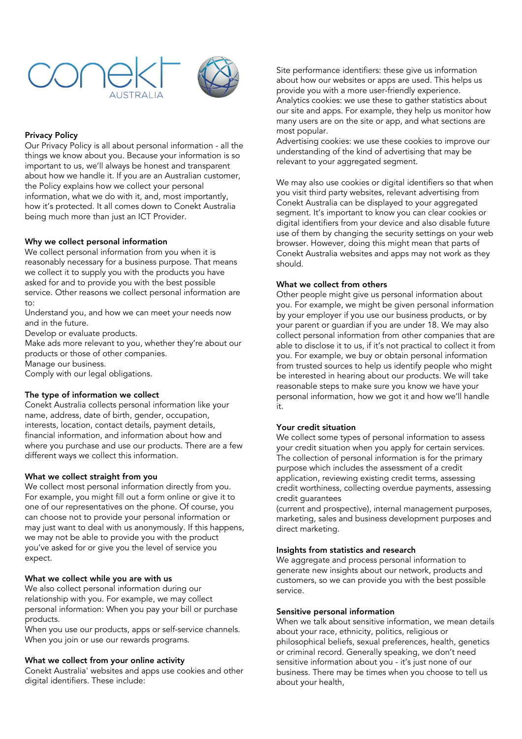conekt AUSTRALIA

## Privacy Policy

Our Privacy Policy is all about personal information - all the things we know about you. Because your information is so important to us, we'll always be honest and transparent about how we handle it. If you are an Australian customer, the Policy explains how we collect your personal information, what we do with it, and, most importantly, how it's protected. It all comes down to Conekt Australia being much more than just an ICT Provider.

### Why we collect personal information

We collect personal information from you when it is reasonably necessary for a business purpose. That means we collect it to supply you with the products you have asked for and to provide you with the best possible service. Other reasons we collect personal information are to:

Understand you, and how we can meet your needs now and in the future.

Develop or evaluate products.

Make ads more relevant to you, whether they're about our products or those of other companies.

Manage our business.

Comply with our legal obligations.

### The type of information we collect

Conekt Australia collects personal information like your name, address, date of birth, gender, occupation, interests, location, contact details, payment details, financial information, and information about how and where you purchase and use our products. There are a few different ways we collect this information.

### What we collect straight from you

We collect most personal information directly from you. For example, you might fill out a form online or give it to one of our representatives on the phone. Of course, you can choose not to provide your personal information or may just want to deal with us anonymously. If this happens, we may not be able to provide you with the product you've asked for or give you the level of service you expect.

### What we collect while you are with us

We also collect personal information during our relationship with you. For example, we may collect personal information: When you pay your bill or purchase products.

When you use our products, apps or self-service channels.

When you join or use our rewards programs.

### What we collect from your online activity

Conekt Australia' websites and apps use cookies and other digital identifiers. These include:

Site performance identifiers: these give us information about how our websites or apps are used. This helps us provide you with a more user-friendly experience.

Analytics cookies: we use these to gather statistics about our site and apps. For example, they help us monitor how many users are on the site or app, and what sections are most popular.

Advertising cookies: we use these cookies to improve our understanding of the kind of advertising that may be relevant to your aggregated segment.

We may also use cookies or digital identifiers so that when you visit third party websites, relevant advertising from Conekt Australia can be displayed to your aggregated segment. It's important to know you can clear cookies or digital identifiers from your device and also disable future use of them by changing the security settings on your web browser. However, doing this might mean that parts of Conekt Australia websites and apps may not work as they should.

### What we collect from others

Other people might give us personal information about you. For example, we might be given personal information by your employer if you use our business products, or by your parent or guardian if you are under 18. We may also collect personal information from other companies that are able to disclose it to us, if it's not practical to collect it from you. For example, we buy or obtain personal information from trusted sources to help us identify people who might be interested in hearing about our products. We will take reasonable steps to make sure you know we have your personal information, how we got it and how we'll handle it.

### Your credit situation

We collect some types of personal information to assess your credit situation when you apply for certain services. The collection of personal information is for the primary purpose which includes the assessment of a credit application, reviewing existing credit terms, assessing credit worthiness, collecting overdue payments, assessing credit guarantees
(current and prospective), internal management purposes, marketing, sales and business development purposes and direct marketing.

### Insights from statistics and research

We aggregate and process personal information to generate new insights about our network, products and customers, so we can provide you with the best possible service.

### Sensitive personal information

When we talk about sensitive information, we mean details about your race, ethnicity, politics, religious or philosophical beliefs, sexual preferences, health, genetics or criminal record. Generally speaking, we don't need sensitive information about you - it's just none of our business. There may be times when you choose to tell us about your health,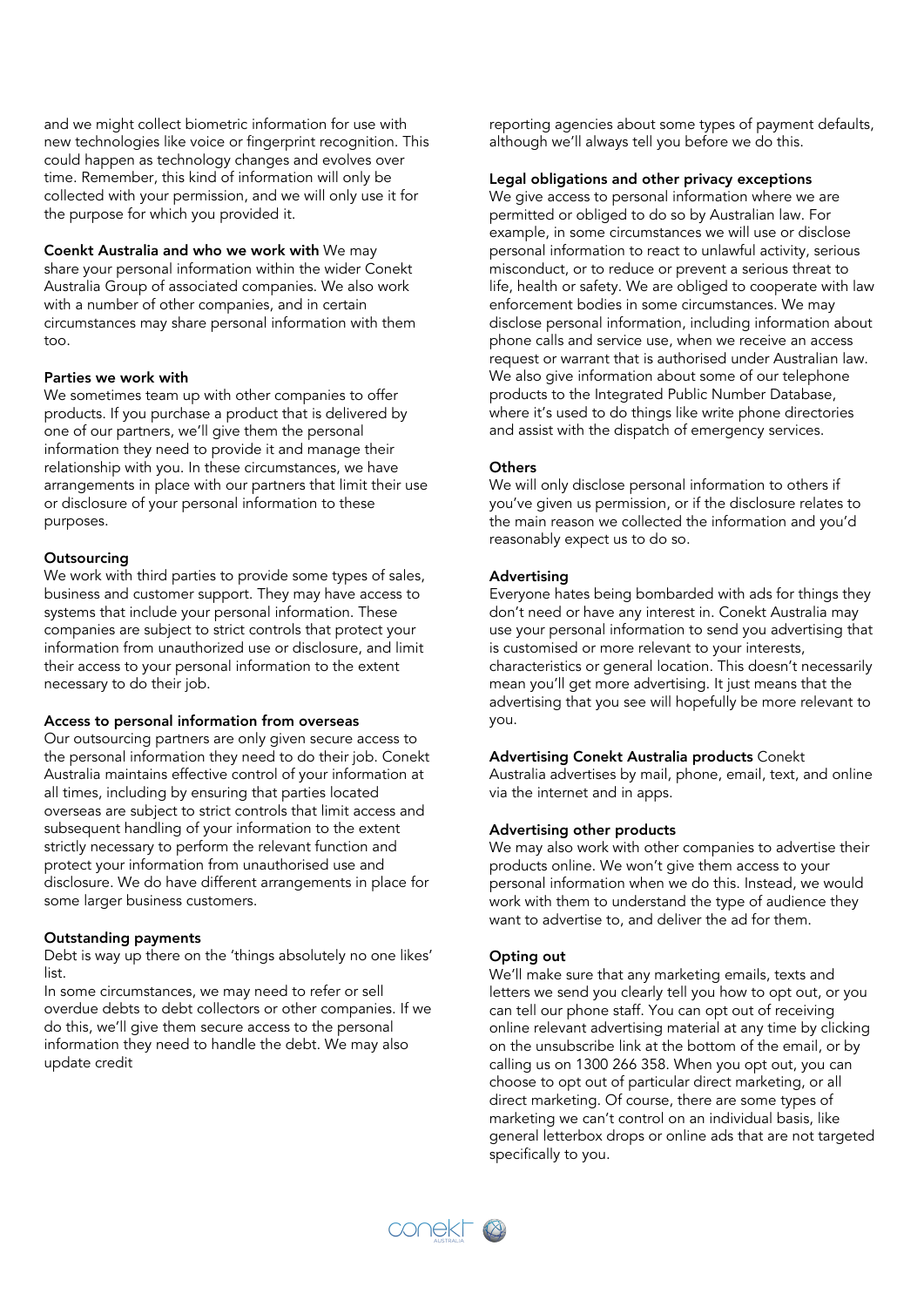and we might collect biometric information for use with new technologies like voice or fingerprint recognition. This could happen as technology changes and evolves over time. Remember, this kind of information will only be collected with your permission, and we will only use it for the purpose for which you provided it.

**Coenkt Australia and who we work with** We may share your personal information within the wider Conekt Australia Group of associated companies. We also work with a number of other companies, and in certain circumstances may share personal information with them too.

**Parties we work with**
We sometimes team up with other companies to offer products. If you purchase a product that is delivered by one of our partners, we'll give them the personal information they need to provide it and manage their relationship with you. In these circumstances, we have arrangements in place with our partners that limit their use or disclosure of your personal information to these purposes.

**Outsourcing**
We work with third parties to provide some types of sales, business and customer support. They may have access to systems that include your personal information. These companies are subject to strict controls that protect your information from unauthorized use or disclosure, and limit their access to your personal information to the extent necessary to do their job.

**Access to personal information from overseas**
Our outsourcing partners are only given secure access to the personal information they need to do their job. Conekt Australia maintains effective control of your information at all times, including by ensuring that parties located overseas are subject to strict controls that limit access and subsequent handling of your information to the extent strictly necessary to perform the relevant function and protect your information from unauthorised use and disclosure. We do have different arrangements in place for some larger business customers.

**Outstanding payments**
Debt is way up there on the 'things absolutely no one likes' list.
In some circumstances, we may need to refer or sell overdue debts to debt collectors or other companies. If we do this, we'll give them secure access to the personal information they need to handle the debt. We may also update credit reporting agencies about some types of payment defaults, although we'll always tell you before we do this.

**Legal obligations and other privacy exceptions**
We give access to personal information where we are permitted or obliged to do so by Australian law. For example, in some circumstances we will use or disclose personal information to react to unlawful activity, serious misconduct, or to reduce or prevent a serious threat to life, health or safety. We are obliged to cooperate with law enforcement bodies in some circumstances. We may disclose personal information, including information about phone calls and service use, when we receive an access request or warrant that is authorised under Australian law. We also give information about some of our telephone products to the Integrated Public Number Database, where it's used to do things like write phone directories and assist with the dispatch of emergency services.

**Others**
We will only disclose personal information to others if you've given us permission, or if the disclosure relates to the main reason we collected the information and you'd reasonably expect us to do so.

**Advertising**
Everyone hates being bombarded with ads for things they don't need or have any interest in. Conekt Australia may use your personal information to send you advertising that is customised or more relevant to your interests, characteristics or general location. This doesn't necessarily mean you'll get more advertising. It just means that the advertising that you see will hopefully be more relevant to you.

**Advertising Conekt Australia products** Conekt Australia advertises by mail, phone, email, text, and online via the internet and in apps.

**Advertising other products**
We may also work with other companies to advertise their products online. We won't give them access to your personal information when we do this. Instead, we would work with them to understand the type of audience they want to advertise to, and deliver the ad for them.

**Opting out**
We'll make sure that any marketing emails, texts and letters we send you clearly tell you how to opt out, or you can tell our phone staff. You can opt out of receiving online relevant advertising material at any time by clicking on the unsubscribe link at the bottom of the email, or by calling us on 1300 266 358. When you opt out, you can choose to opt out of particular direct marketing, or all direct marketing. Of course, there are some types of marketing we can't control on an individual basis, like general letterbox drops or online ads that are not targeted specifically to you.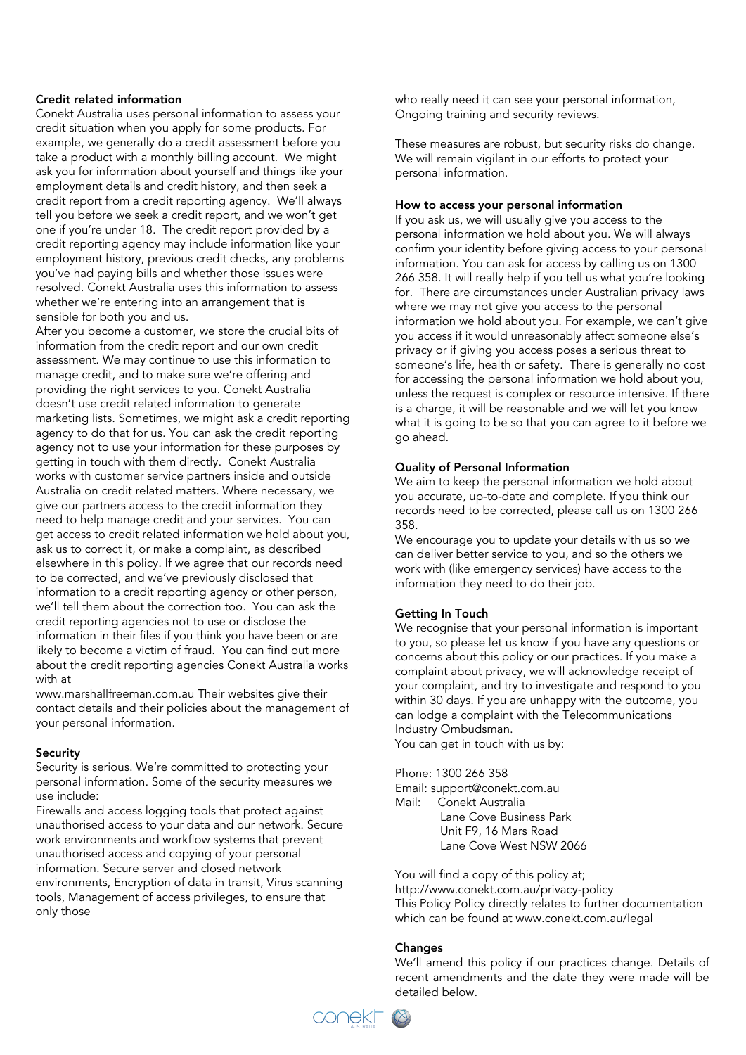### Credit related information

Conekt Australia uses personal information to assess your credit situation when you apply for some products. For example, we generally do a credit assessment before you take a product with a monthly billing account. We might ask you for information about yourself and things like your employment details and credit history, and then seek a credit report from a credit reporting agency. We'll always tell you before we seek a credit report, and we won't get one if you're under 18. The credit report provided by a credit reporting agency may include information like your employment history, previous credit checks, any problems you've had paying bills and whether those issues were resolved. Conekt Australia uses this information to assess whether we're entering into an arrangement that is sensible for both you and us.

After you become a customer, we store the crucial bits of information from the credit report and our own credit assessment. We may continue to use this information to manage credit, and to make sure we're offering and providing the right services to you. Conekt Australia doesn't use credit related information to generate marketing lists. Sometimes, we might ask a credit reporting agency to do that for us. You can ask the credit reporting agency not to use your information for these purposes by getting in touch with them directly. Conekt Australia works with customer service partners inside and outside Australia on credit related matters. Where necessary, we give our partners access to the credit information they need to help manage credit and your services. You can get access to credit related information we hold about you, ask us to correct it, or make a complaint, as described elsewhere in this policy. If we agree that our records need to be corrected, and we've previously disclosed that information to a credit reporting agency or other person, we'll tell them about the correction too. You can ask the credit reporting agencies not to use or disclose the information in their files if you think you have been or are likely to become a victim of fraud. You can find out more about the credit reporting agencies Conekt Australia works with at

www.marshallfreeman.com.au Their websites give their contact details and their policies about the management of your personal information.

### Security

Security is serious. We're committed to protecting your personal information. Some of the security measures we use include:

Firewalls and access logging tools that protect against unauthorised access to your data and our network. Secure work environments and workflow systems that prevent unauthorised access and copying of your personal information. Secure server and closed network environments, Encryption of data in transit, Virus scanning tools, Management of access privileges, to ensure that only those who really need it can see your personal information, Ongoing training and security reviews.

These measures are robust, but security risks do change. We will remain vigilant in our efforts to protect your personal information.

### How to access your personal information

If you ask us, we will usually give you access to the personal information we hold about you. We will always confirm your identity before giving access to your personal information. You can ask for access by calling us on 1300 266 358. It will really help if you tell us what you're looking for. There are circumstances under Australian privacy laws where we may not give you access to the personal information we hold about you. For example, we can't give you access if it would unreasonably affect someone else's privacy or if giving you access poses a serious threat to someone's life, health or safety. There is generally no cost for accessing the personal information we hold about you, unless the request is complex or resource intensive. If there is a charge, it will be reasonable and we will let you know what it is going to be so that you can agree to it before we go ahead.

### Quality of Personal Information

We aim to keep the personal information we hold about you accurate, up-to-date and complete. If you think our records need to be corrected, please call us on 1300 266 358.

We encourage you to update your details with us so we can deliver better service to you, and so the others we work with (like emergency services) have access to the information they need to do their job.

### Getting In Touch

We recognise that your personal information is important to you, so please let us know if you have any questions or concerns about this policy or our practices. If you make a complaint about privacy, we will acknowledge receipt of your complaint, and try to investigate and respond to you within 30 days. If you are unhappy with the outcome, you can lodge a complaint with the Telecommunications Industry Ombudsman.

You can get in touch with us by:

Phone: 1300 266 358
Email: support@conekt.com.au
Mail: Conekt Australia
Lane Cove Business Park
Unit F9, 16 Mars Road
Lane Cove West NSW 2066

You will find a copy of this policy at;
http://www.conekt.com.au/privacy-policy
This Policy Policy directly relates to further documentation which can be found at www.conekt.com.au/legal

### Changes

We'll amend this policy if our practices change. Details of recent amendments and the date they were made will be detailed below.